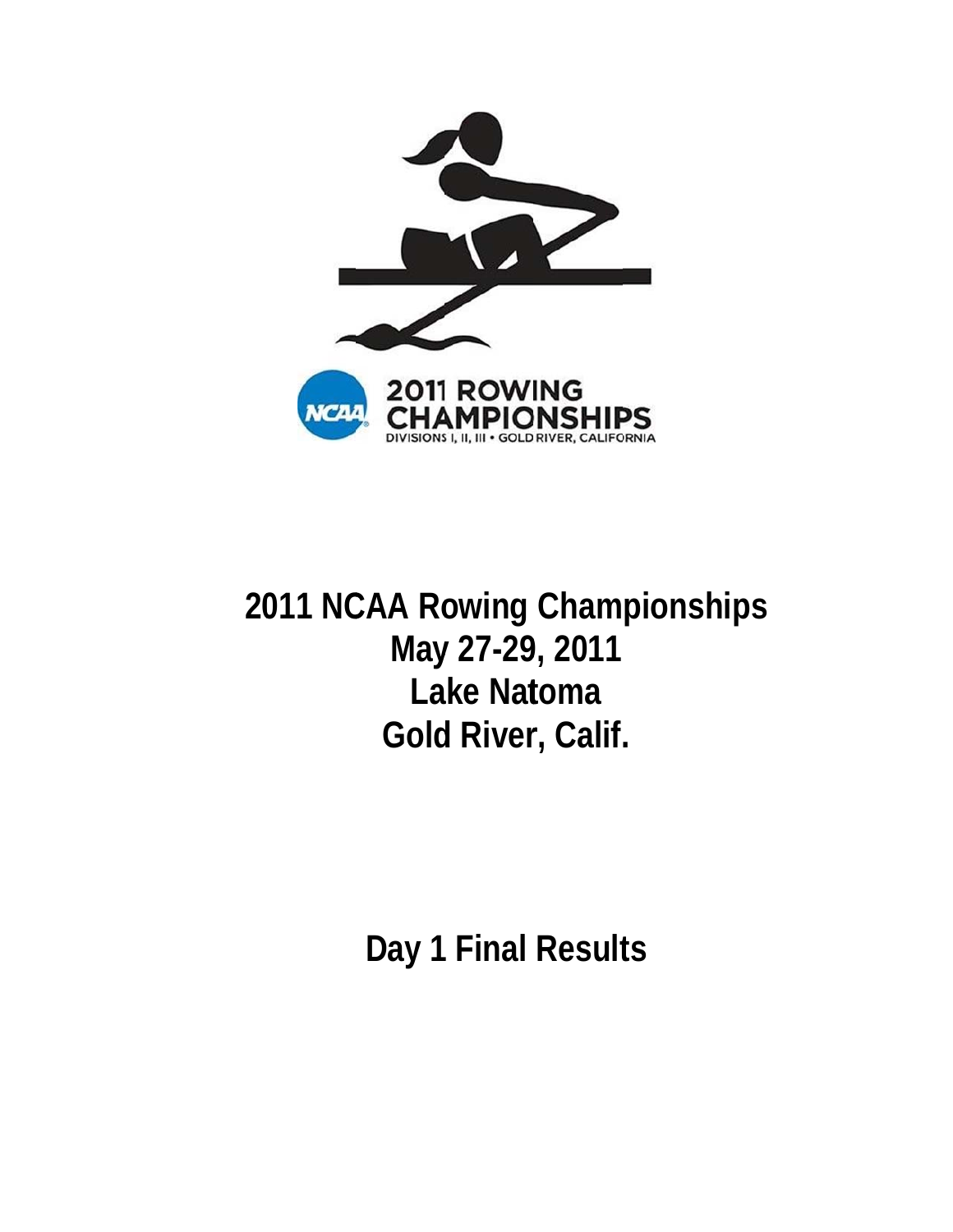2011 ROWING CHAMPIONSHIPS

DIVISIONS I, II, III • GOLD RIVER, CALIFORNIA

# 2011 NCAA Rowing Championships
## May 27-29, 2011
## Lake Natoma
## Gold River, Calif.

## Day 1 Final Results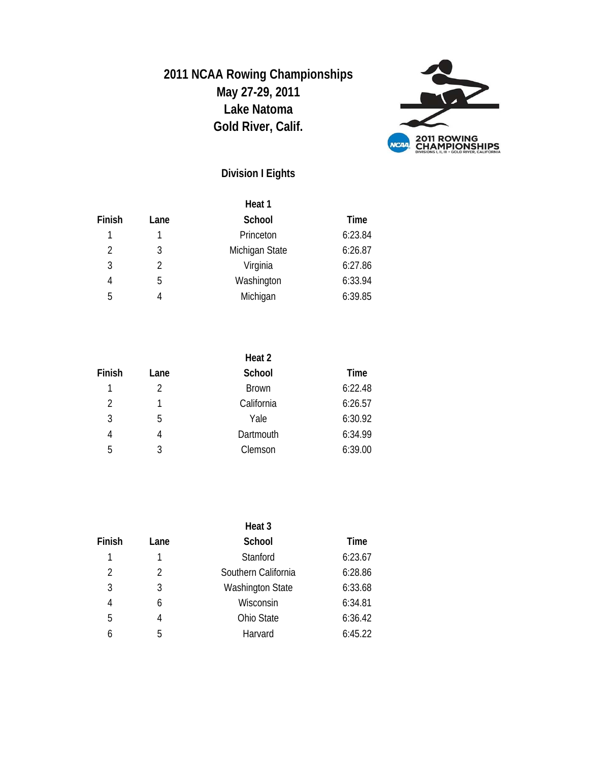# 2011 NCAA Rowing Championships

**May 27-29, 2011**

**Lake Natoma**

**Gold River, Calif.**

## Division I Eights

### Heat 1

| Finish | Lane | School | Time |
|---|---|---|---|
| 1 | 1 | Princeton | 6:23.84 |
| 2 | 3 | Michigan State | 6:26.87 |
| 3 | 2 | Virginia | 6:27.86 |
| 4 | 5 | Washington | 6:33.94 |
| 5 | 4 | Michigan | 6:39.85 |

### Heat 2

| Finish | Lane | School | Time |
|---|---|---|---|
| 1 | 2 | Brown | 6:22.48 |
| 2 | 1 | California | 6:26.57 |
| 3 | 5 | Yale | 6:30.92 |
| 4 | 4 | Dartmouth | 6:34.99 |
| 5 | 3 | Clemson | 6:39.00 |

### Heat 3

| Finish | Lane | School | Time |
|---|---|---|---|
| 1 | 1 | Stanford | 6:23.67 |
| 2 | 2 | Southern California | 6:28.86 |
| 3 | 3 | Washington State | 6:33.68 |
| 4 | 6 | Wisconsin | 6:34.81 |
| 5 | 4 | Ohio State | 6:36.42 |
| 6 | 5 | Harvard | 6:45.22 |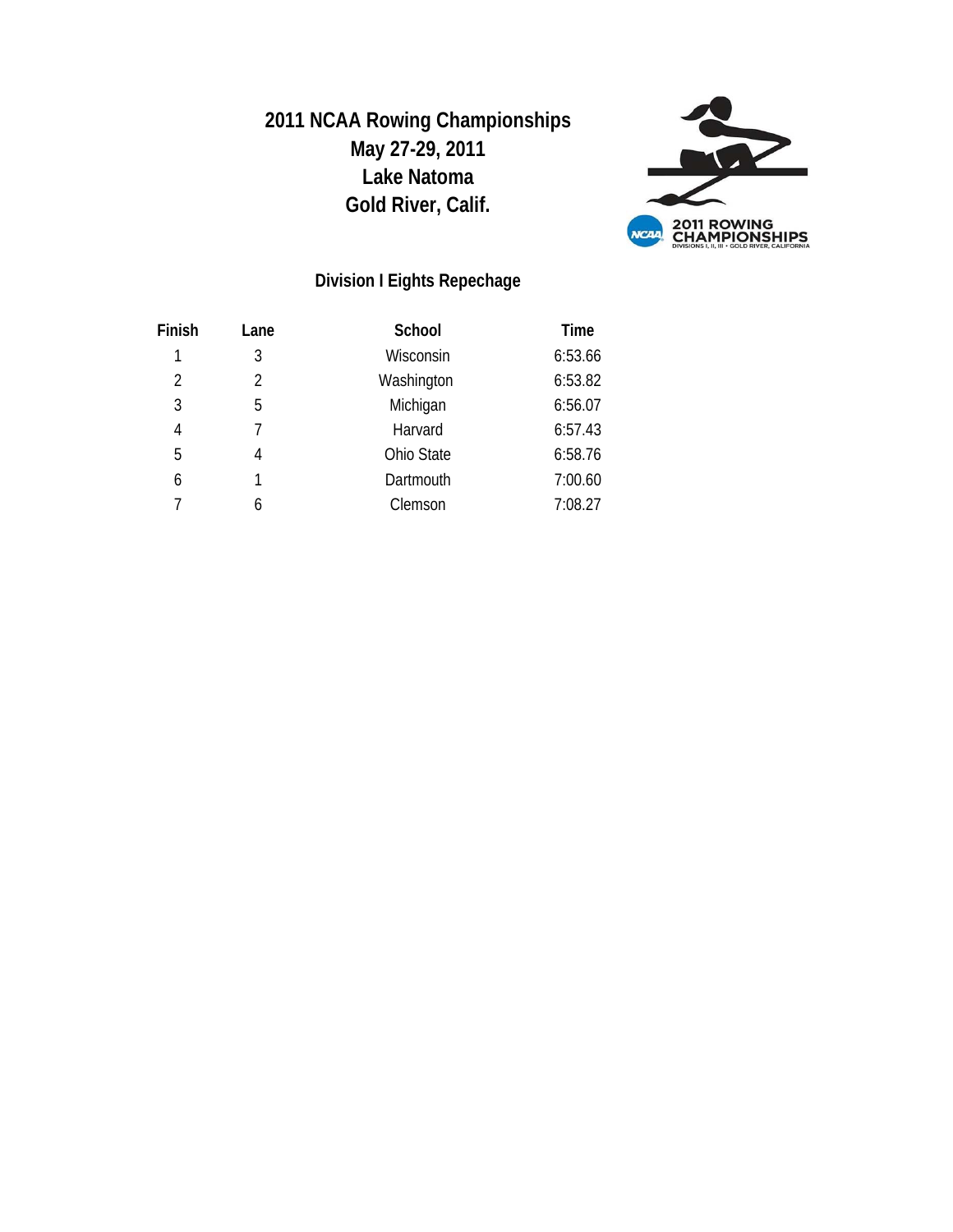# 2011 NCAA Rowing Championships
## May 27-29, 2011
## Lake Natoma
## Gold River, Calif.

### Division I Eights Repechage

| Finish | Lane | School | Time |
|---|---|---|---|
| 1 | 3 | Wisconsin | 6:53.66 |
| 2 | 2 | Washington | 6:53.82 |
| 3 | 5 | Michigan | 6:56.07 |
| 4 | 7 | Harvard | 6:57.43 |
| 5 | 4 | Ohio State | 6:58.76 |
| 6 | 1 | Dartmouth | 7:00.60 |
| 7 | 6 | Clemson | 7:08.27 |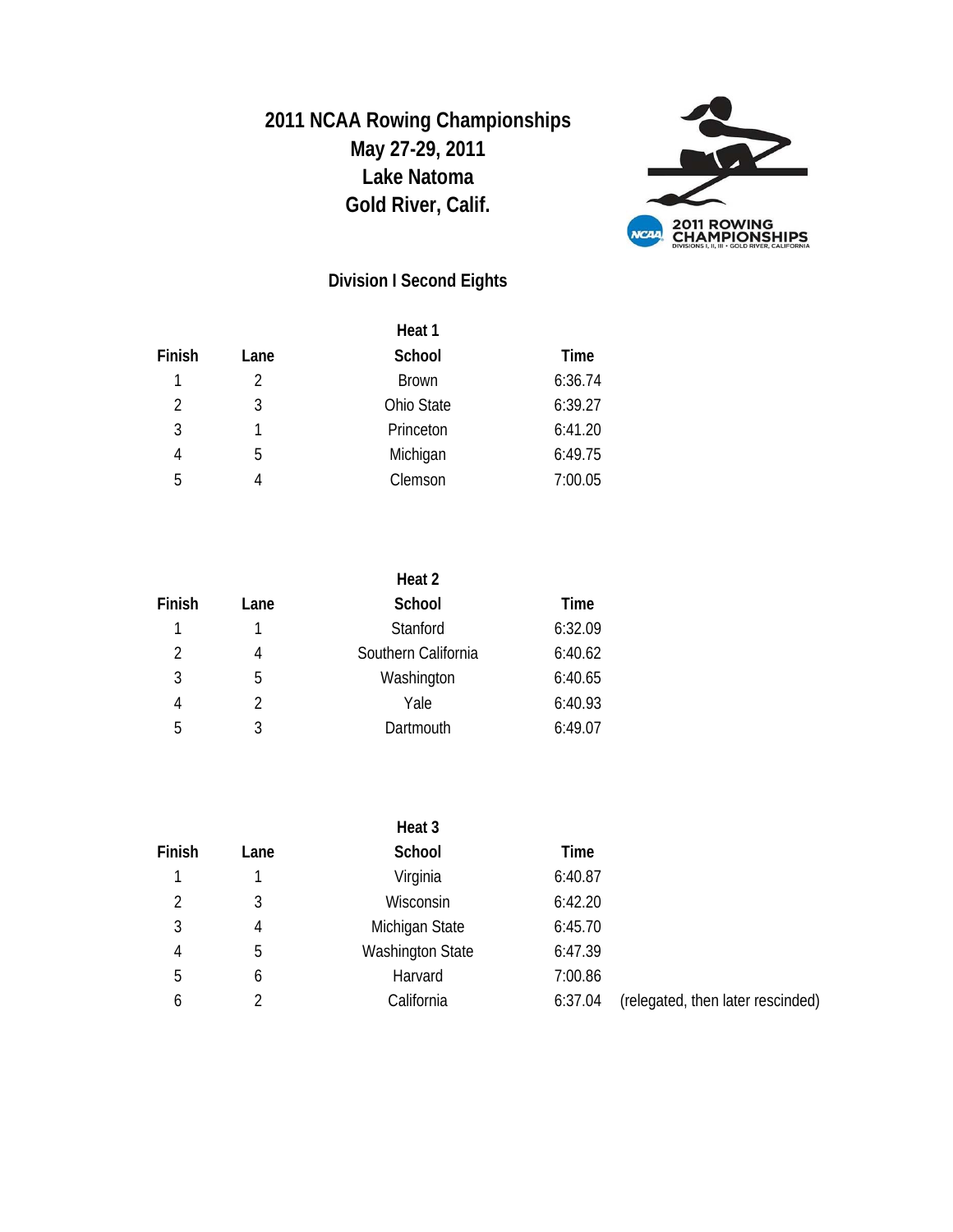# 2011 NCAA Rowing Championships

**May 27-29, 2011**

**Lake Natoma**

**Gold River, Calif.**

## Division I Second Eights

### Heat 1

| Finish | Lane | School | Time |
|---|---|---|---|
| 1 | 2 | Brown | 6:36.74 |
| 2 | 3 | Ohio State | 6:39.27 |
| 3 | 1 | Princeton | 6:41.20 |
| 4 | 5 | Michigan | 6:49.75 |
| 5 | 4 | Clemson | 7:00.05 |

### Heat 2

| Finish | Lane | School | Time |
|---|---|---|---|
| 1 | 1 | Stanford | 6:32.09 |
| 2 | 4 | Southern California | 6:40.62 |
| 3 | 5 | Washington | 6:40.65 |
| 4 | 2 | Yale | 6:40.93 |
| 5 | 3 | Dartmouth | 6:49.07 |

### Heat 3

| Finish | Lane | School | Time | |
|---|---|---|---|---|
| 1 | 1 | Virginia | 6:40.87 | |
| 2 | 3 | Wisconsin | 6:42.20 | |
| 3 | 4 | Michigan State | 6:45.70 | |
| 4 | 5 | Washington State | 6:47.39 | |
| 5 | 6 | Harvard | 7:00.86 | |
| 6 | 2 | California | 6:37.04 | (relegated, then later rescinded) |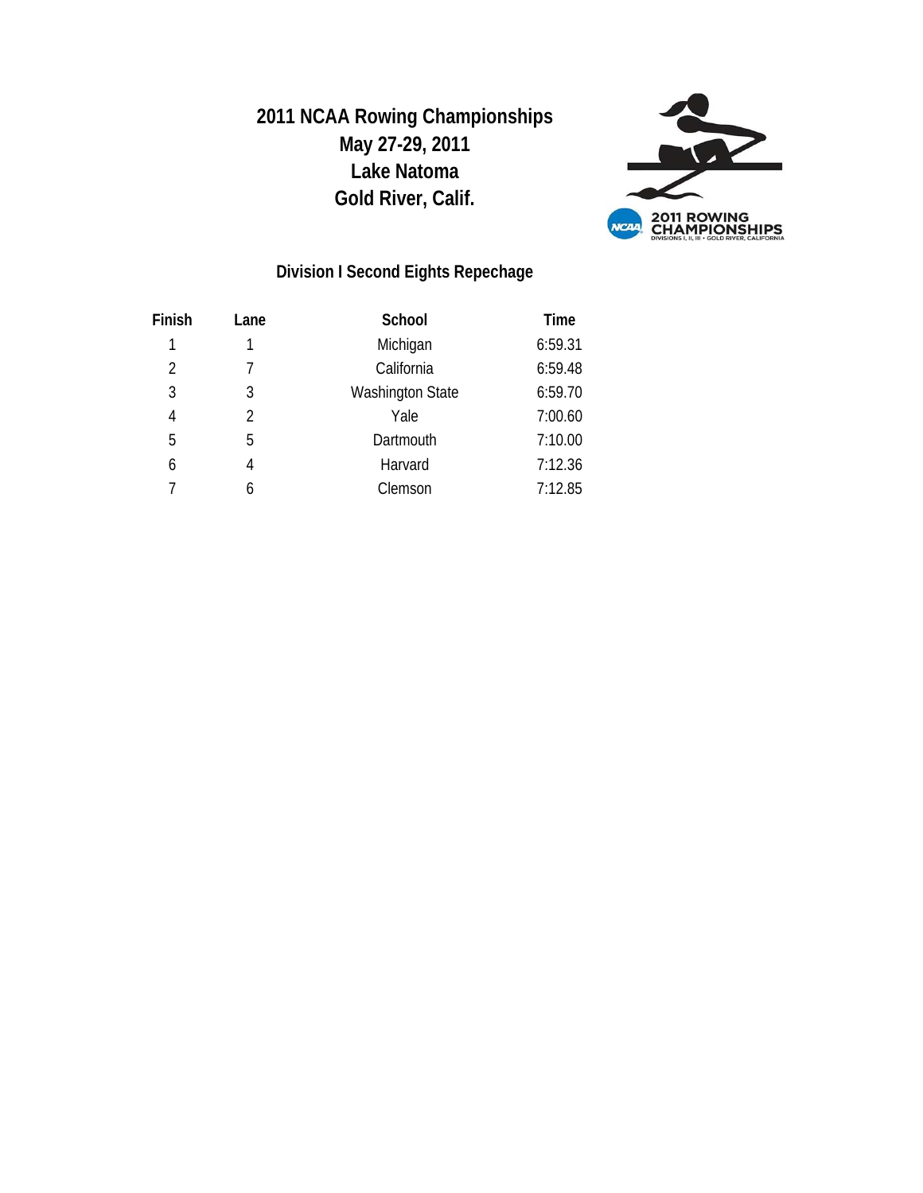# 2011 NCAA Rowing Championships
## May 27-29, 2011
## Lake Natoma
## Gold River, Calif.

### Division I Second Eights Repechage

| Finish | Lane | School | Time |
|---|---|---|---|
| 1 | 1 | Michigan | 6:59.31 |
| 2 | 7 | California | 6:59.48 |
| 3 | 3 | Washington State | 6:59.70 |
| 4 | 2 | Yale | 7:00.60 |
| 5 | 5 | Dartmouth | 7:10.00 |
| 6 | 4 | Harvard | 7:12.36 |
| 7 | 6 | Clemson | 7:12.85 |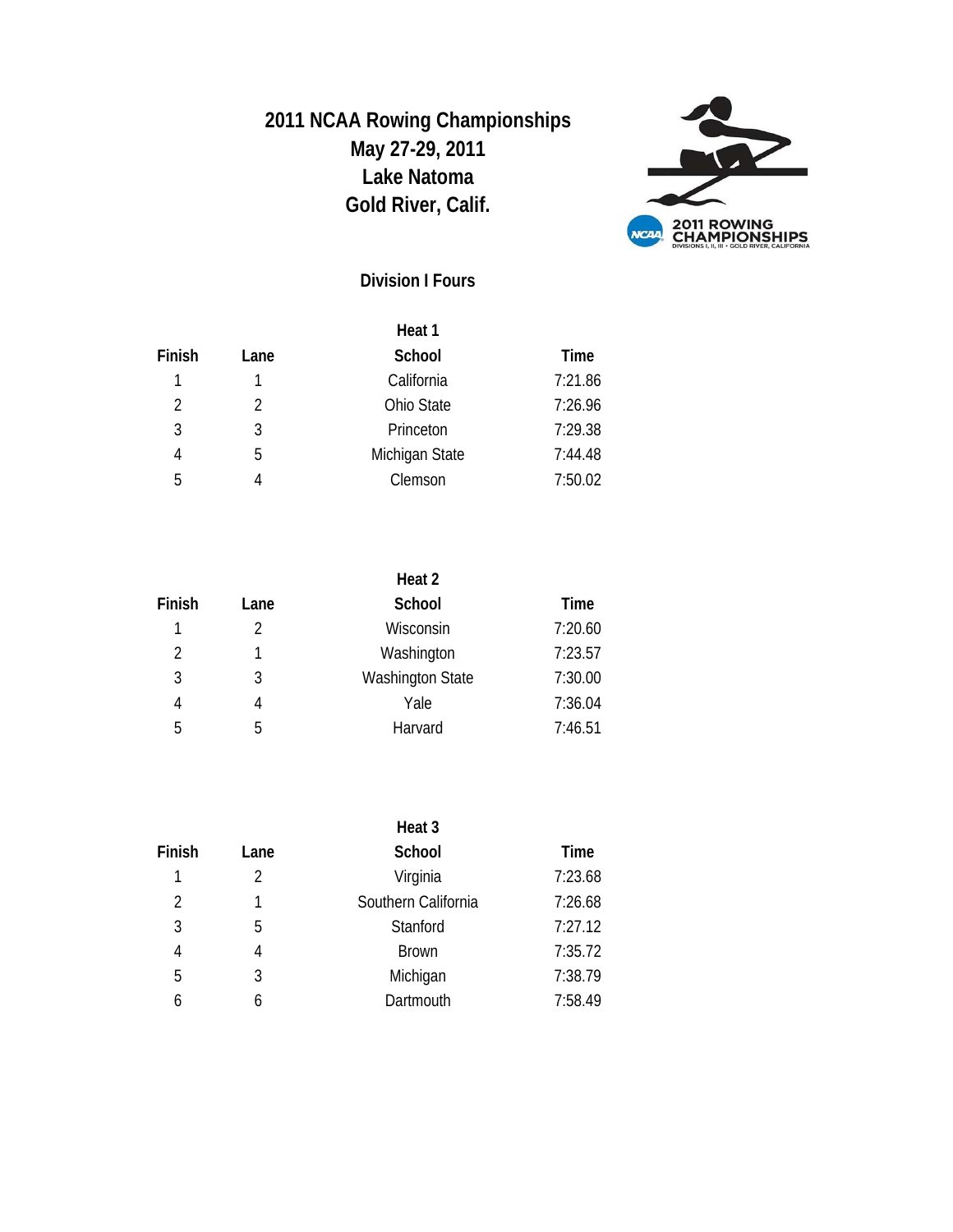# 2011 NCAA Rowing Championships

**May 27-29, 2011**
**Lake Natoma**
**Gold River, Calif.**

## Division I Fours

### Heat 1

| Finish | Lane | School | Time |
|---|---|---|---|
| 1 | 1 | California | 7:21.86 |
| 2 | 2 | Ohio State | 7:26.96 |
| 3 | 3 | Princeton | 7:29.38 |
| 4 | 5 | Michigan State | 7:44.48 |
| 5 | 4 | Clemson | 7:50.02 |

### Heat 2

| Finish | Lane | School | Time |
|---|---|---|---|
| 1 | 2 | Wisconsin | 7:20.60 |
| 2 | 1 | Washington | 7:23.57 |
| 3 | 3 | Washington State | 7:30.00 |
| 4 | 4 | Yale | 7:36.04 |
| 5 | 5 | Harvard | 7:46.51 |

### Heat 3

| Finish | Lane | School | Time |
|---|---|---|---|
| 1 | 2 | Virginia | 7:23.68 |
| 2 | 1 | Southern California | 7:26.68 |
| 3 | 5 | Stanford | 7:27.12 |
| 4 | 4 | Brown | 7:35.72 |
| 5 | 3 | Michigan | 7:38.79 |
| 6 | 6 | Dartmouth | 7:58.49 |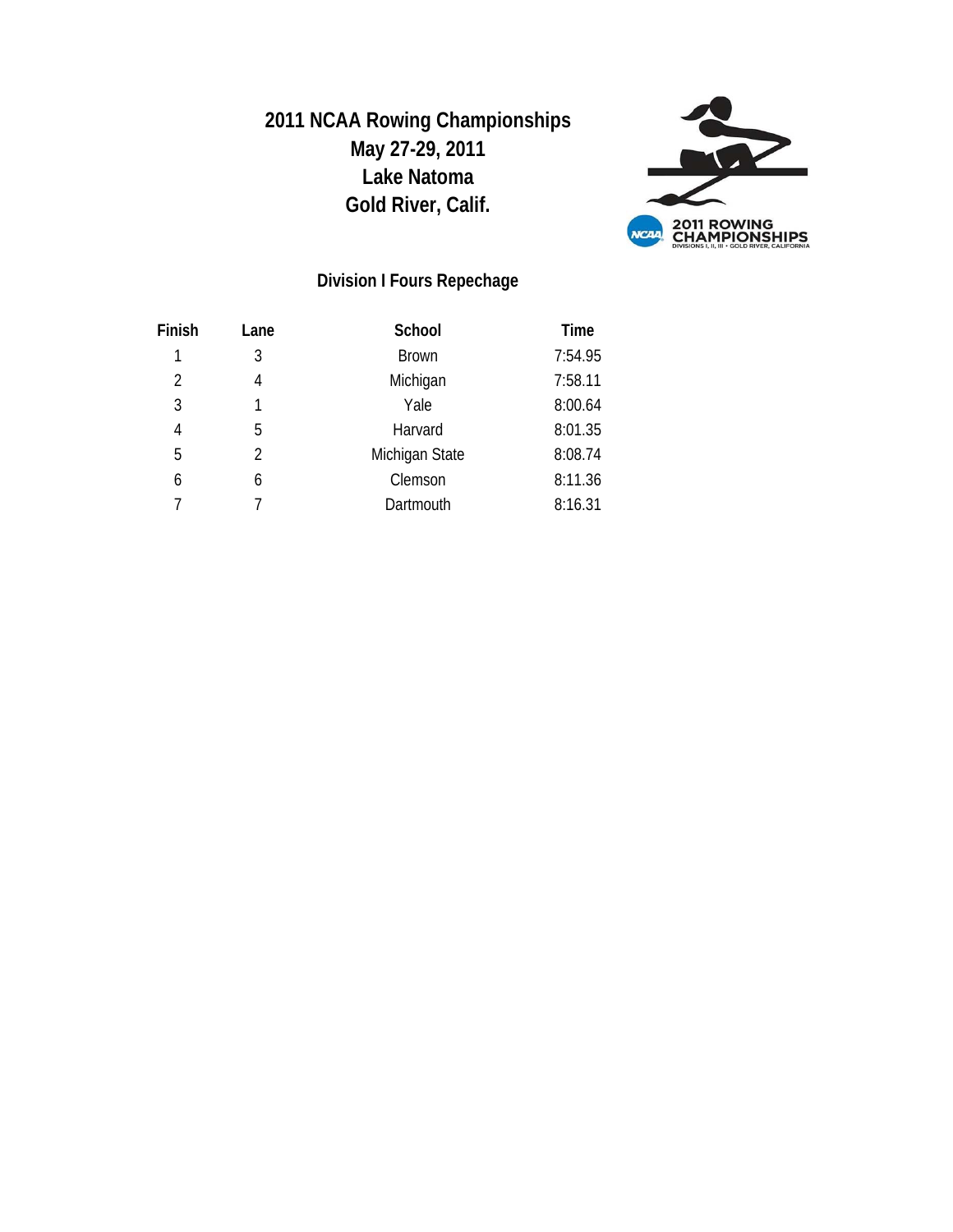# 2011 NCAA Rowing Championships

**May 27-29, 2011**

**Lake Natoma**

**Gold River, Calif.**

## Division I Fours Repechage

| Finish | Lane | School | Time |
|---|---|---|---|
| 1 | 3 | Brown | 7:54.95 |
| 2 | 4 | Michigan | 7:58.11 |
| 3 | 1 | Yale | 8:00.64 |
| 4 | 5 | Harvard | 8:01.35 |
| 5 | 2 | Michigan State | 8:08.74 |
| 6 | 6 | Clemson | 8:11.36 |
| 7 | 7 | Dartmouth | 8:16.31 |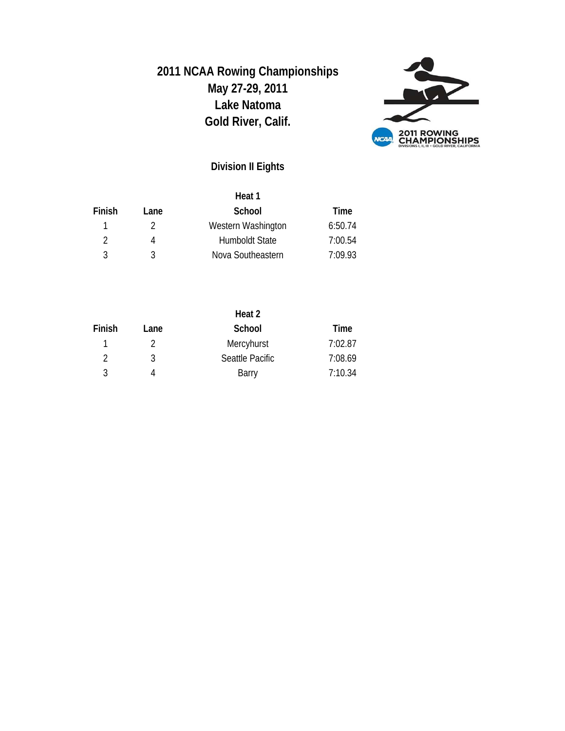# 2011 NCAA Rowing Championships
**May 27-29, 2011**
**Lake Natoma**
**Gold River, Calif.**

## Division II Eights

### Heat 1

| Finish | Lane | School | Time |
|---|---|---|---|
| 1 | 2 | Western Washington | 6:50.74 |
| 2 | 4 | Humboldt State | 7:00.54 |
| 3 | 3 | Nova Southeastern | 7:09.93 |

### Heat 2

| Finish | Lane | School | Time |
|---|---|---|---|
| 1 | 2 | Mercyhurst | 7:02.87 |
| 2 | 3 | Seattle Pacific | 7:08.69 |
| 3 | 4 | Barry | 7:10.34 |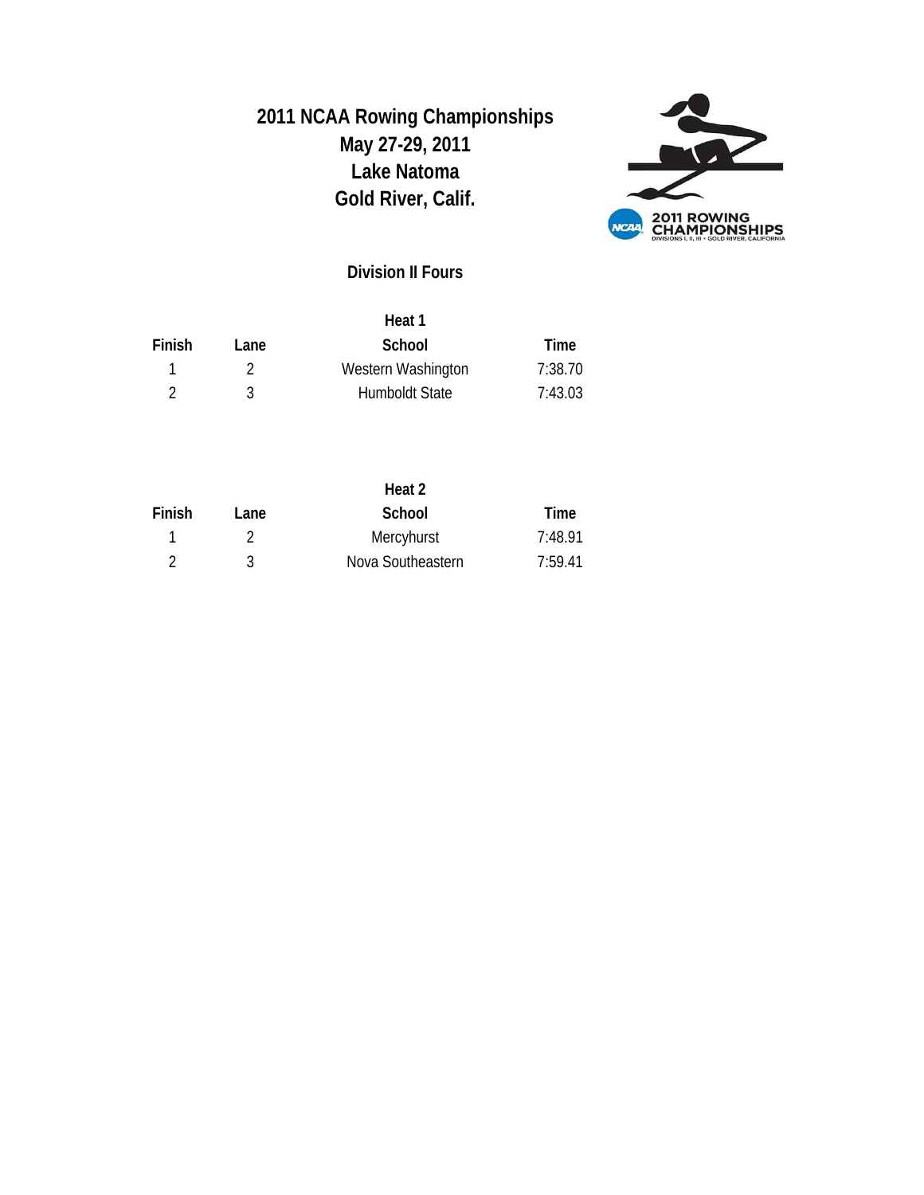# 2011 NCAA Rowing Championships
## May 27-29, 2011
## Lake Natoma
## Gold River, Calif.

### Division II Fours

**Heat 1**

| Finish | Lane | School | Time |
| --- | --- | --- | --- |
| 1 | 2 | Western Washington | 7:38.70 |
| 2 | 3 | Humboldt State | 7:43.03 |

**Heat 2**

| Finish | Lane | School | Time |
| --- | --- | --- | --- |
| 1 | 2 | Mercyhurst | 7:48.91 |
| 2 | 3 | Nova Southeastern | 7:59.41 |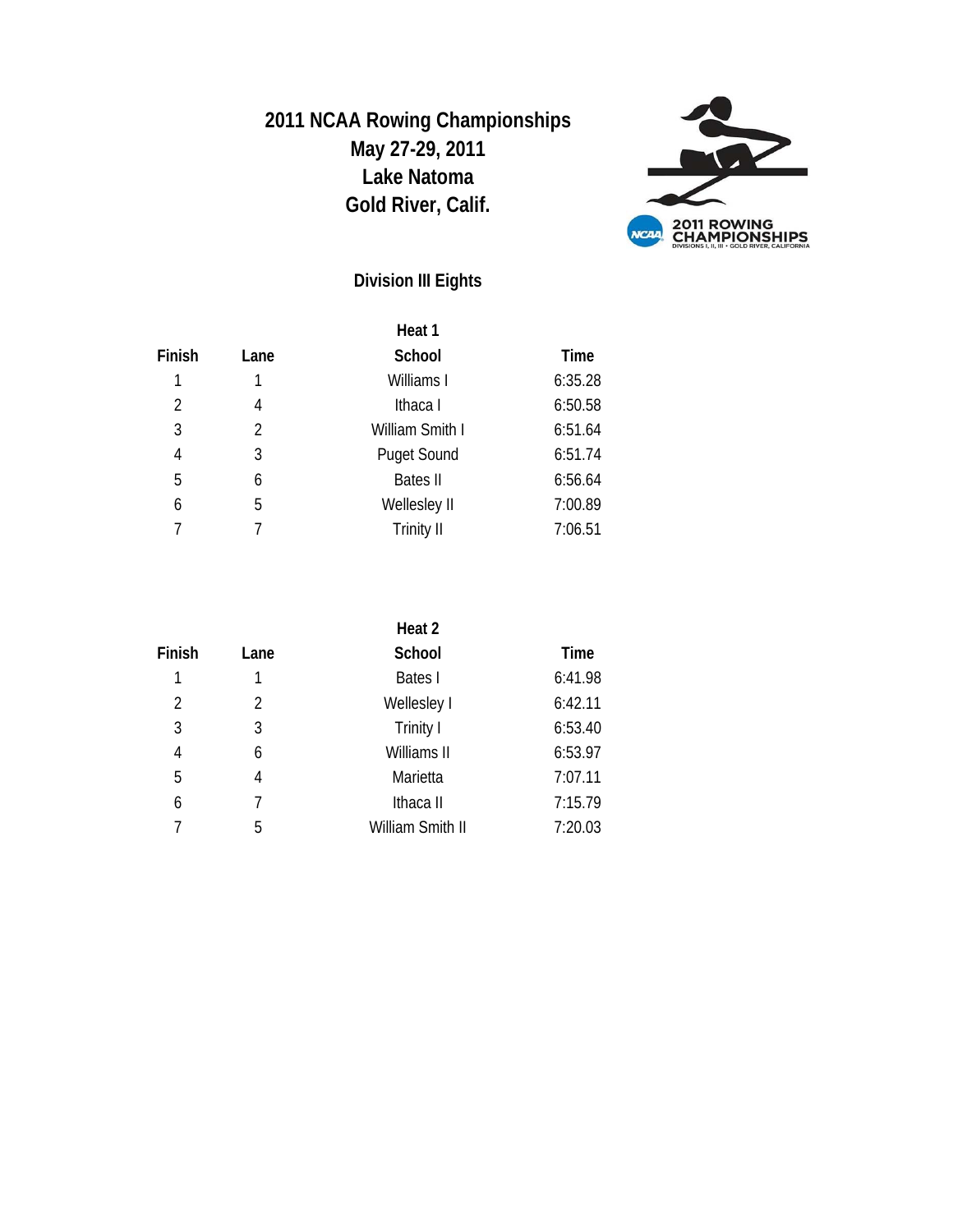# 2011 NCAA Rowing Championships
## May 27-29, 2011
## Lake Natoma
## Gold River, Calif.

### Division III Eights

#### Heat 1

| Finish | Lane | School | Time |
|---|---|---|---|
| 1 | 1 | Williams I | 6:35.28 |
| 2 | 4 | Ithaca I | 6:50.58 |
| 3 | 2 | William Smith I | 6:51.64 |
| 4 | 3 | Puget Sound | 6:51.74 |
| 5 | 6 | Bates II | 6:56.64 |
| 6 | 5 | Wellesley II | 7:00.89 |
| 7 | 7 | Trinity II | 7:06.51 |

#### Heat 2

| Finish | Lane | School | Time |
|---|---|---|---|
| 1 | 1 | Bates I | 6:41.98 |
| 2 | 2 | Wellesley I | 6:42.11 |
| 3 | 3 | Trinity I | 6:53.40 |
| 4 | 6 | Williams II | 6:53.97 |
| 5 | 4 | Marietta | 7:07.11 |
| 6 | 7 | Ithaca II | 7:15.79 |
| 7 | 5 | William Smith II | 7:20.03 |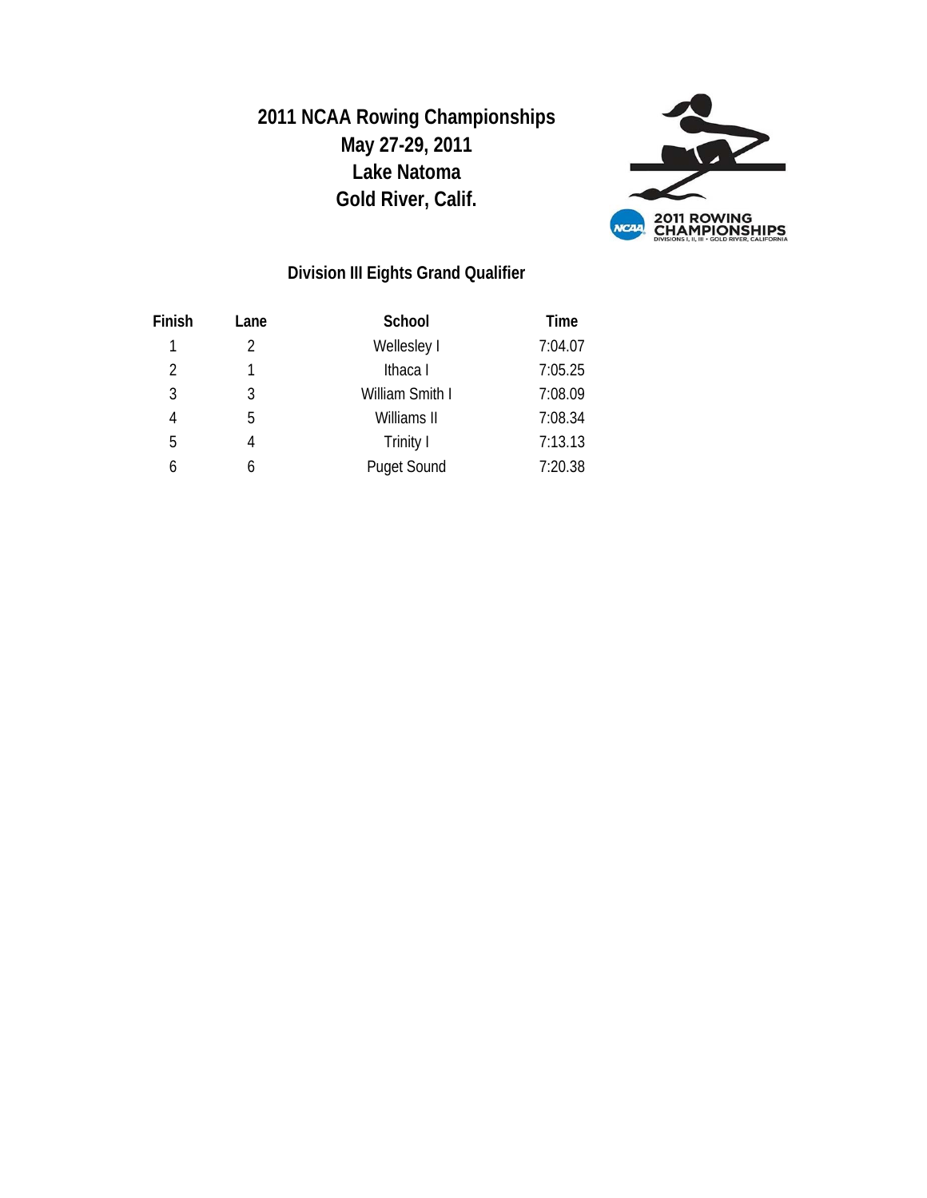# 2011 NCAA Rowing Championships
## May 27-29, 2011
## Lake Natoma
## Gold River, Calif.

2011 ROWING CHAMPIONSHIPS
DIVISIONS I, II, III • GOLD RIVER, CALIFORNIA

### Division III Eights Grand Qualifier

| Finish | Lane | School | Time |
|---|---|---|---|
| 1 | 2 | Wellesley I | 7:04.07 |
| 2 | 1 | Ithaca I | 7:05.25 |
| 3 | 3 | William Smith I | 7:08.09 |
| 4 | 5 | Williams II | 7:08.34 |
| 5 | 4 | Trinity I | 7:13.13 |
| 6 | 6 | Puget Sound | 7:20.38 |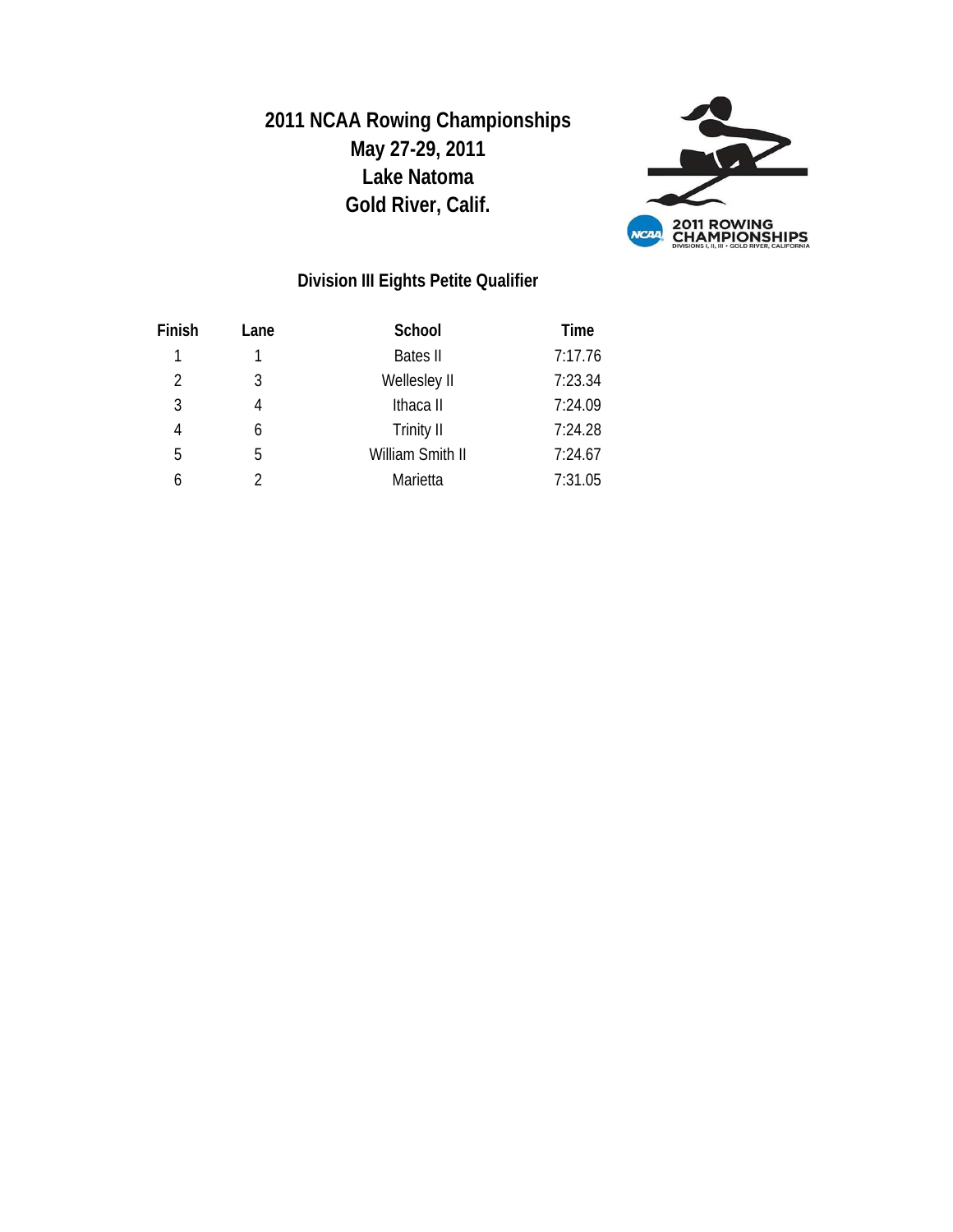# 2011 NCAA Rowing Championships
## May 27-29, 2011
## Lake Natoma
## Gold River, Calif.

### Division III Eights Petite Qualifier

| Finish | Lane | School | Time |
|---|---|---|---|
| 1 | 1 | Bates II | 7:17.76 |
| 2 | 3 | Wellesley II | 7:23.34 |
| 3 | 4 | Ithaca II | 7:24.09 |
| 4 | 6 | Trinity II | 7:24.28 |
| 5 | 5 | William Smith II | 7:24.67 |
| 6 | 2 | Marietta | 7:31.05 |